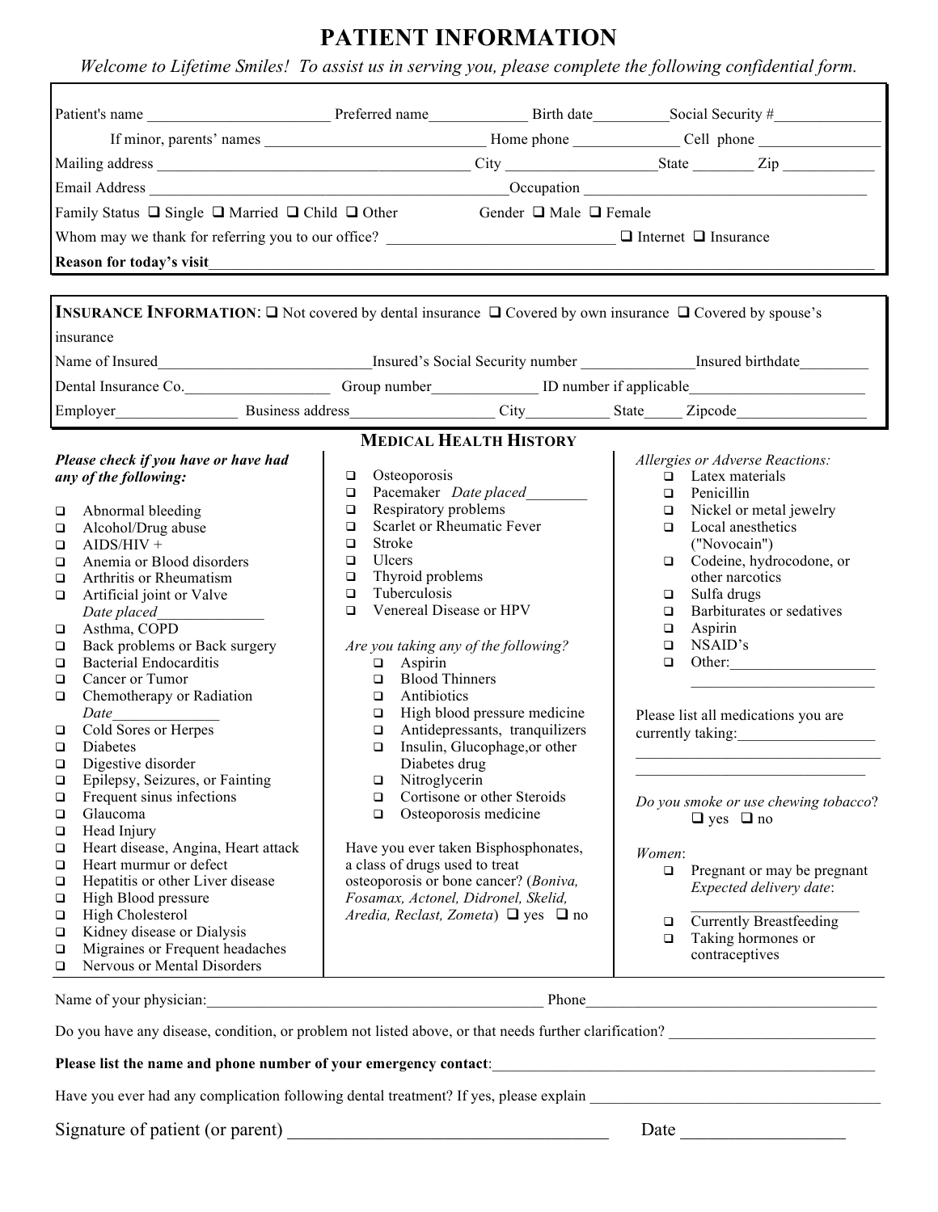# PATIENT INFORMATION

*Welcome to Lifetime Smiles! To assist us in serving you, please complete the following confidential form.*

Patient's name ________________________ Preferred name_____________ Birth date__________ Social Security #______________

If minor, parents' names ____________________________ Home phone ______________ Cell phone ________________

Mailing address ________________________________________ City ____________________ State ________ Zip ____________

Email Address ______________________________________________ Occupation ____________________________________

Family Status ❑ Single ❑ Married ❑ Child ❑ Other     Gender ❑ Male ❑ Female

Whom may we thank for referring you to our office? _____________________________ ❑ Internet ❑ Insurance

**Reason for today's visit**_______________________________________________________________________________________

**INSURANCE INFORMATION**: ❑ Not covered by dental insurance ❑ Covered by own insurance ❑ Covered by spouse's insurance

Name of Insured___________________________ Insured's Social Security number _______________ Insured birthdate_________

Dental Insurance Co.___________________ Group number______________ ID number if applicable_______________________

Employer________________ Business address__________________ City___________ State_____ Zipcode_________________

## MEDICAL HEALTH HISTORY

***Please check if you have or have had any of the following:***

- ❑ Abnormal bleeding
- ❑ Alcohol/Drug abuse
- ❑ AIDS/HIV +
- ❑ Anemia or Blood disorders
- ❑ Arthritis or Rheumatism
- ❑ Artificial joint or Valve *Date placed*______________
- ❑ Asthma, COPD
- ❑ Back problems or Back surgery
- ❑ Bacterial Endocarditis
- ❑ Cancer or Tumor
- ❑ Chemotherapy or Radiation *Date*______________
- ❑ Cold Sores or Herpes
- ❑ Diabetes
- ❑ Digestive disorder
- ❑ Epilepsy, Seizures, or Fainting
- ❑ Frequent sinus infections
- ❑ Glaucoma
- ❑ Head Injury
- ❑ Heart disease, Angina, Heart attack
- ❑ Heart murmur or defect
- ❑ Hepatitis or other Liver disease
- ❑ High Blood pressure
- ❑ High Cholesterol
- ❑ Kidney disease or Dialysis
- ❑ Migraines or Frequent headaches
- ❑ Nervous or Mental Disorders
- ❑ Osteoporosis
- ❑ Pacemaker *Date placed*________
- ❑ Respiratory problems
- ❑ Scarlet or Rheumatic Fever
- ❑ Stroke
- ❑ Ulcers
- ❑ Thyroid problems
- ❑ Tuberculosis
- ❑ Venereal Disease or HPV

*Are you taking any of the following?*

- ❑ Aspirin
- ❑ Blood Thinners
- ❑ Antibiotics
- ❑ High blood pressure medicine
- ❑ Antidepressants, tranquilizers
- ❑ Insulin, Glucophage,or other Diabetes drug
- ❑ Nitroglycerin
- ❑ Cortisone or other Steroids
- ❑ Osteoporosis medicine

Have you ever taken Bisphosphonates, a class of drugs used to treat osteoporosis or bone cancer? (*Boniva, Fosamax, Actonel, Didronel, Skelid, Aredia, Reclast, Zometa*) ❑ yes ❑ no

*Allergies or Adverse Reactions:*

- ❑ Latex materials
- ❑ Penicillin
- ❑ Nickel or metal jewelry
- ❑ Local anesthetics ("Novocain")
- ❑ Codeine, hydrocodone, or other narcotics
- ❑ Sulfa drugs
- ❑ Barbiturates or sedatives
- ❑ Aspirin
- ❑ NSAID's
- ❑ Other:___________________ _______________________

Please list all medications you are currently taking:__________________ ________________________________ ______________________________

*Do you smoke or use chewing tobacco*? ❑ yes ❑ no

*Women*:

- ❑ Pregnant or may be pregnant *Expected delivery date*: ___________________
- ❑ Currently Breastfeeding
- ❑ Taking hormones or contraceptives

Name of your physician:____________________________________________ Phone______________________________________

Do you have any disease, condition, or problem not listed above, or that needs further clarification? ___________________________

**Please list the name and phone number of your emergency contact**:_____________________________________________________

Have you ever had any complication following dental treatment? If yes, please explain _____________________________________

Signature of patient (or parent) ___________________________________ Date __________________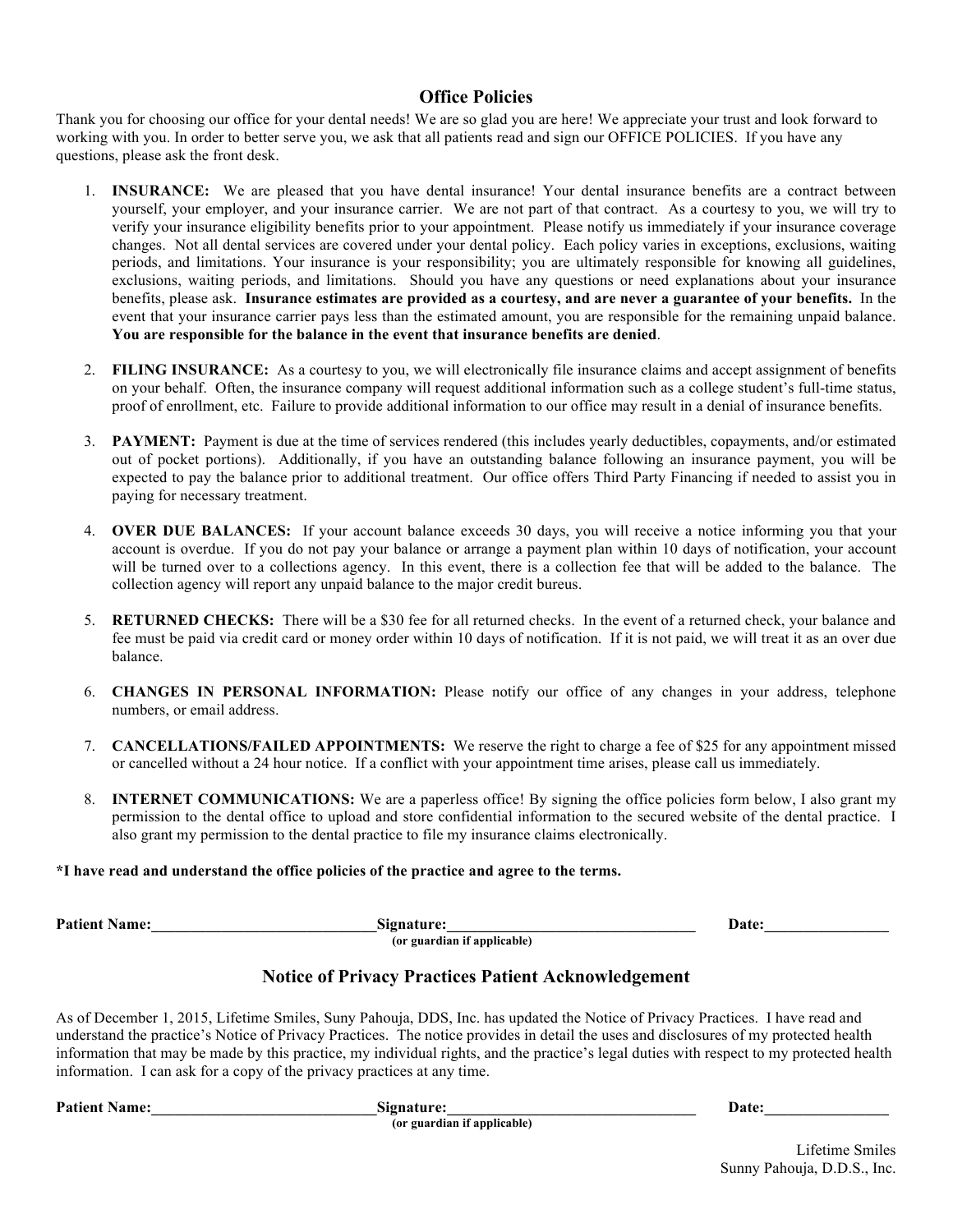## Office Policies

Thank you for choosing our office for your dental needs! We are so glad you are here! We appreciate your trust and look forward to working with you. In order to better serve you, we ask that all patients read and sign our OFFICE POLICIES. If you have any questions, please ask the front desk.

1. **INSURANCE:** We are pleased that you have dental insurance! Your dental insurance benefits are a contract between yourself, your employer, and your insurance carrier. We are not part of that contract. As a courtesy to you, we will try to verify your insurance eligibility benefits prior to your appointment. Please notify us immediately if your insurance coverage changes. Not all dental services are covered under your dental policy. Each policy varies in exceptions, exclusions, waiting periods, and limitations. Your insurance is your responsibility; you are ultimately responsible for knowing all guidelines, exclusions, waiting periods, and limitations. Should you have any questions or need explanations about your insurance benefits, please ask. **Insurance estimates are provided as a courtesy, and are never a guarantee of your benefits.** In the event that your insurance carrier pays less than the estimated amount, you are responsible for the remaining unpaid balance. **You are responsible for the balance in the event that insurance benefits are denied**.

2. **FILING INSURANCE:** As a courtesy to you, we will electronically file insurance claims and accept assignment of benefits on your behalf. Often, the insurance company will request additional information such as a college student's full-time status, proof of enrollment, etc. Failure to provide additional information to our office may result in a denial of insurance benefits.

3. **PAYMENT:** Payment is due at the time of services rendered (this includes yearly deductibles, copayments, and/or estimated out of pocket portions). Additionally, if you have an outstanding balance following an insurance payment, you will be expected to pay the balance prior to additional treatment. Our office offers Third Party Financing if needed to assist you in paying for necessary treatment.

4. **OVER DUE BALANCES:** If your account balance exceeds 30 days, you will receive a notice informing you that your account is overdue. If you do not pay your balance or arrange a payment plan within 10 days of notification, your account will be turned over to a collections agency. In this event, there is a collection fee that will be added to the balance. The collection agency will report any unpaid balance to the major credit bureus.

5. **RETURNED CHECKS:** There will be a $30 fee for all returned checks. In the event of a returned check, your balance and fee must be paid via credit card or money order within 10 days of notification. If it is not paid, we will treat it as an over due balance.

6. **CHANGES IN PERSONAL INFORMATION:** Please notify our office of any changes in your address, telephone numbers, or email address.

7. **CANCELLATIONS/FAILED APPOINTMENTS:** We reserve the right to charge a fee of $25 for any appointment missed or cancelled without a 24 hour notice. If a conflict with your appointment time arises, please call us immediately.

8. **INTERNET COMMUNICATIONS:** We are a paperless office! By signing the office policies form below, I also grant my permission to the dental office to upload and store confidential information to the secured website of the dental practice. I also grant my permission to the dental practice to file my insurance claims electronically.

***I have read and understand the office policies of the practice and agree to the terms.**

**Patient Name:**______________________________ **Signature:**_________________________________ **Date:**________________
**(or guardian if applicable)**

## Notice of Privacy Practices Patient Acknowledgement

As of December 1, 2015, Lifetime Smiles, Suny Pahouja, DDS, Inc. has updated the Notice of Privacy Practices. I have read and understand the practice's Notice of Privacy Practices. The notice provides in detail the uses and disclosures of my protected health information that may be made by this practice, my individual rights, and the practice's legal duties with respect to my protected health information. I can ask for a copy of the privacy practices at any time.

**Patient Name:**______________________________ **Signature:**_________________________________ **Date:**________________
**(or guardian if applicable)**

Lifetime Smiles
Sunny Pahouja, D.D.S., Inc.